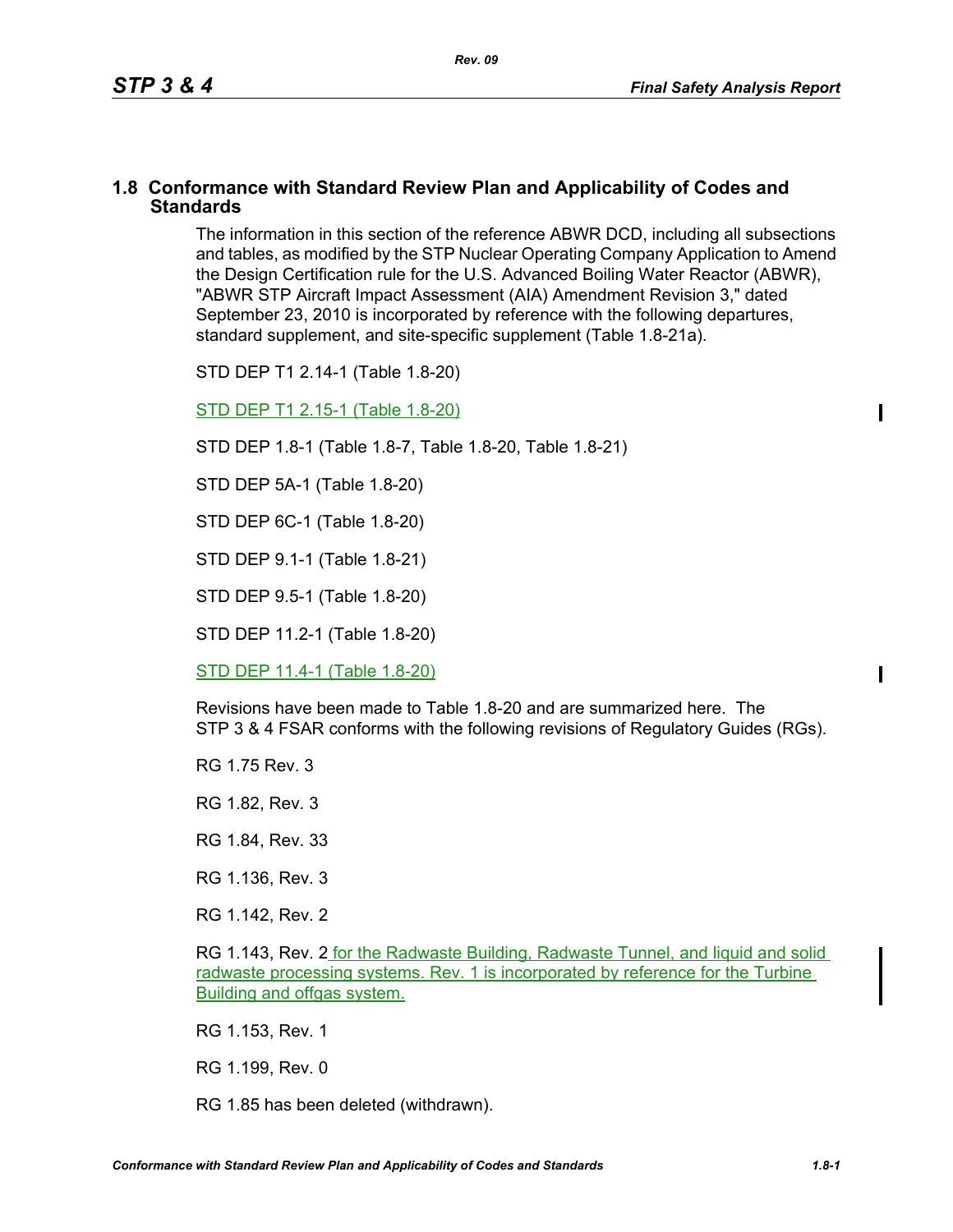## 1.8 Conformance with Standard Review Plan and Applicability of Codes and Standards

The information in this section of the reference ABWR DCD, including all subsections and tables, as modified by the STP Nuclear Operating Company Application to Amend the Design Certification rule for the U.S. Advanced Boiling Water Reactor (ABWR), "ABWR STP Aircraft Impact Assessment (AIA) Amendment Revision 3," dated September 23, 2010 is incorporated by reference with the following departures, standard supplement, and site-specific supplement (Table 1.8-21a).

STD DEP T1 2.14-1 (Table 1.8-20)

STD DEP T1 2.15-1 (Table 1.8-20)

STD DEP 1.8-1 (Table 1.8-7, Table 1.8-20, Table 1.8-21)

STD DEP 5A-1 (Table 1.8-20)

STD DEP 6C-1 (Table 1.8-20)

STD DEP 9.1-1 (Table 1.8-21)

STD DEP 9.5-1 (Table 1.8-20)

STD DEP 11.2-1 (Table 1.8-20)

STD DEP 11.4-1 (Table 1.8-20)

Revisions have been made to Table 1.8-20 and are summarized here. The STP 3 & 4 FSAR conforms with the following revisions of Regulatory Guides (RGs).

RG 1.75 Rev. 3

RG 1.82, Rev. 3

RG 1.84, Rev. 33

RG 1.136, Rev. 3

RG 1.142, Rev. 2

RG 1.143, Rev. 2 for the Radwaste Building, Radwaste Tunnel, and liquid and solid radwaste processing systems. Rev. 1 is incorporated by reference for the Turbine Building and offgas system.

RG 1.153, Rev. 1

RG 1.199, Rev. 0

RG 1.85 has been deleted (withdrawn).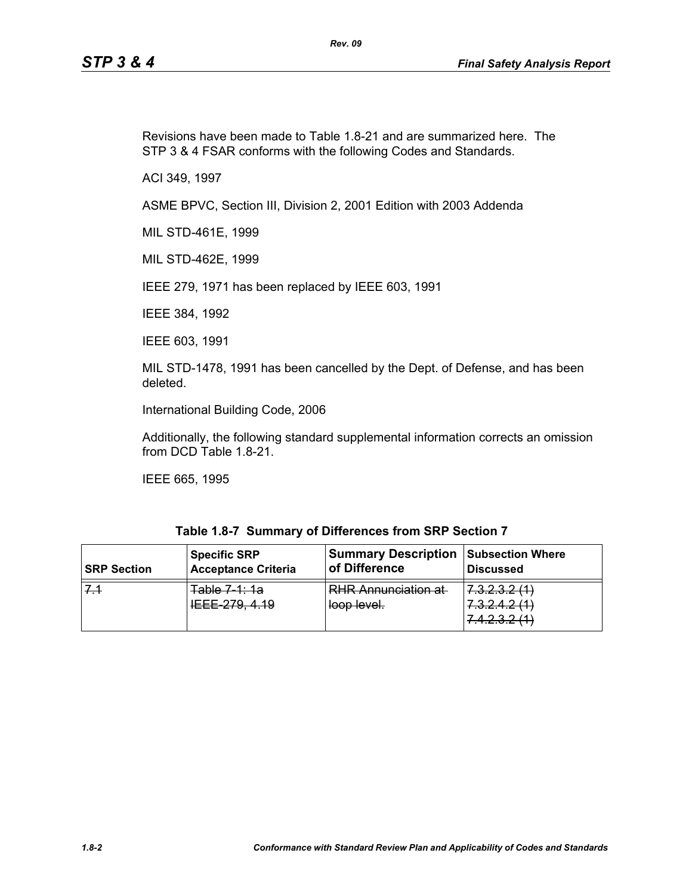Revisions have been made to Table 1.8-21 and are summarized here. The STP 3 & 4 FSAR conforms with the following Codes and Standards.

ACI 349, 1997

ASME BPVC, Section III, Division 2, 2001 Edition with 2003 Addenda

MIL STD-461E, 1999

MIL STD-462E, 1999

IEEE 279, 1971 has been replaced by IEEE 603, 1991

IEEE 384, 1992

IEEE 603, 1991

MIL STD-1478, 1991 has been cancelled by the Dept. of Defense, and has been deleted.

International Building Code, 2006

Additionally, the following standard supplemental information corrects an omission from DCD Table 1.8-21.

IEEE 665, 1995

**Table 1.8-7 Summary of Differences from SRP Section 7**

| SRP Section | Specific SRP Acceptance Criteria | Summary Description of Difference | Subsection Where Discussed |
|---|---|---|---|
| ~~7.1~~ | ~~Table 7-1: 1a~~<br>~~IEEE-279, 4.19~~ | ~~RHR Annunciation at loop level.~~ | ~~7.3.2.3.2 (1)~~<br>~~7.3.2.4.2 (1)~~<br>~~7.4.2.3.2 (1)~~ |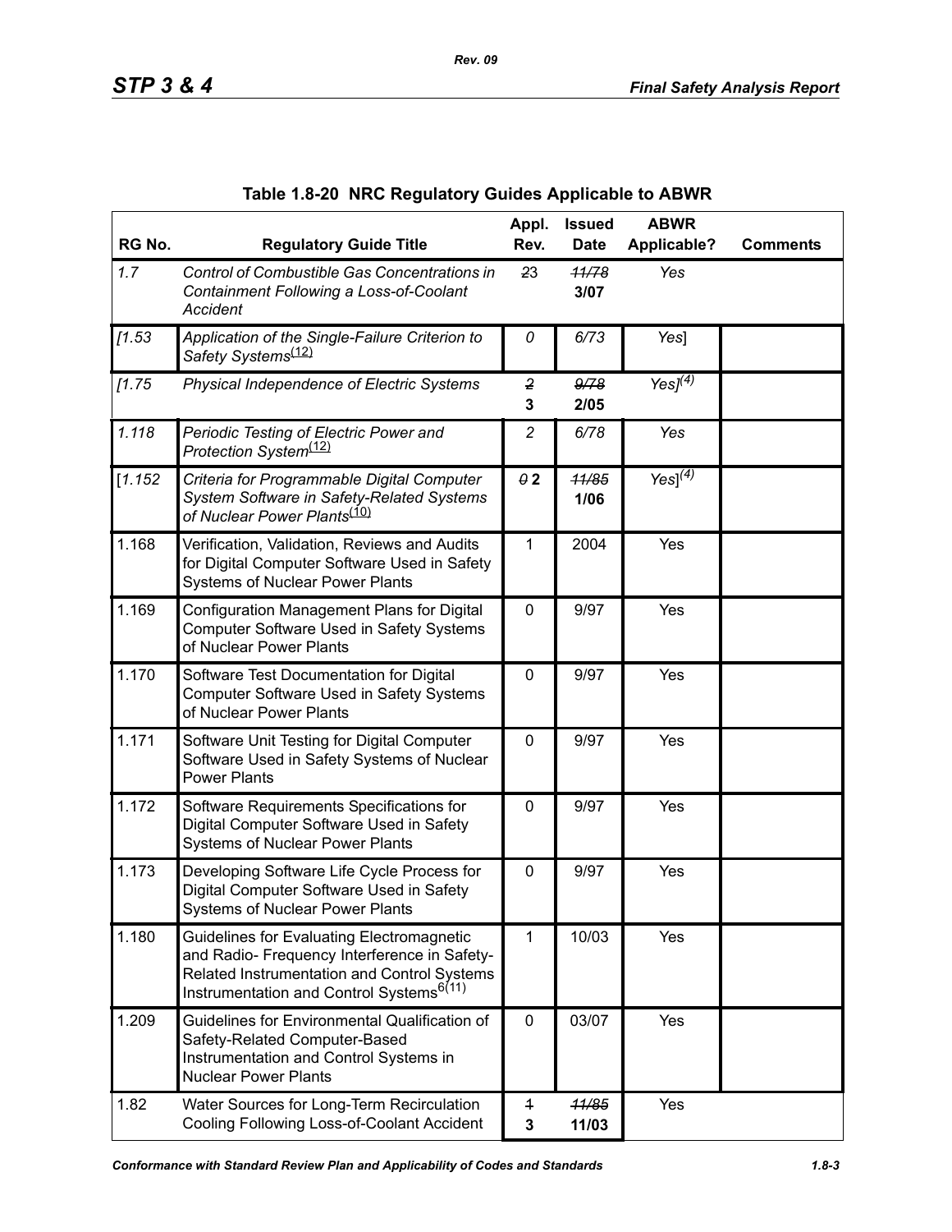## Table 1.8-20 NRC Regulatory Guides Applicable to ABWR

| RG No. | Regulatory Guide Title | Appl. Rev. | Issued Date | ABWR Applicable? | Comments |
|---|---|---|---|---|---|
| *1.7* | *Control of Combustible Gas Concentrations in Containment Following a Loss-of-Coolant Accident* | ~~2~~3 | ~~*11/78*~~ **3/07** | *Yes* | |
| *[1.53* | *Application of the Single-Failure Criterion to Safety Systems*(12) | *0* | *6/73* | *Yes*] | |
| *[1.75* | *Physical Independence of Electric Systems* | ~~*2*~~ **3** | ~~*9/78*~~ **2/05** | *Yes]*(4) | |
| *1.118* | *Periodic Testing of Electric Power and Protection System*(12) | *2* | *6/78* | *Yes* | |
| [*1.152* | *Criteria for Programmable Digital Computer System Software in Safety-Related Systems of Nuclear Power Plants*(10) | ~~*0*~~ **2** | ~~*11/85*~~ **1/06** | *Yes*](4) | |
| 1.168 | Verification, Validation, Reviews and Audits for Digital Computer Software Used in Safety Systems of Nuclear Power Plants | 1 | 2004 | Yes | |
| 1.169 | Configuration Management Plans for Digital Computer Software Used in Safety Systems of Nuclear Power Plants | 0 | 9/97 | Yes | |
| 1.170 | Software Test Documentation for Digital Computer Software Used in Safety Systems of Nuclear Power Plants | 0 | 9/97 | Yes | |
| 1.171 | Software Unit Testing for Digital Computer Software Used in Safety Systems of Nuclear Power Plants | 0 | 9/97 | Yes | |
| 1.172 | Software Requirements Specifications for Digital Computer Software Used in Safety Systems of Nuclear Power Plants | 0 | 9/97 | Yes | |
| 1.173 | Developing Software Life Cycle Process for Digital Computer Software Used in Safety Systems of Nuclear Power Plants | 0 | 9/97 | Yes | |
| 1.180 | Guidelines for Evaluating Electromagnetic and Radio- Frequency Interference in Safety-Related Instrumentation and Control Systems Instrumentation and Control Systems6(11) | 1 | 10/03 | Yes | |
| 1.209 | Guidelines for Environmental Qualification of Safety-Related Computer-Based Instrumentation and Control Systems in Nuclear Power Plants | 0 | 03/07 | Yes | |
| 1.82 | Water Sources for Long-Term Recirculation Cooling Following Loss-of-Coolant Accident | ~~1~~ **3** | ~~*11/85*~~ **11/03** | Yes | |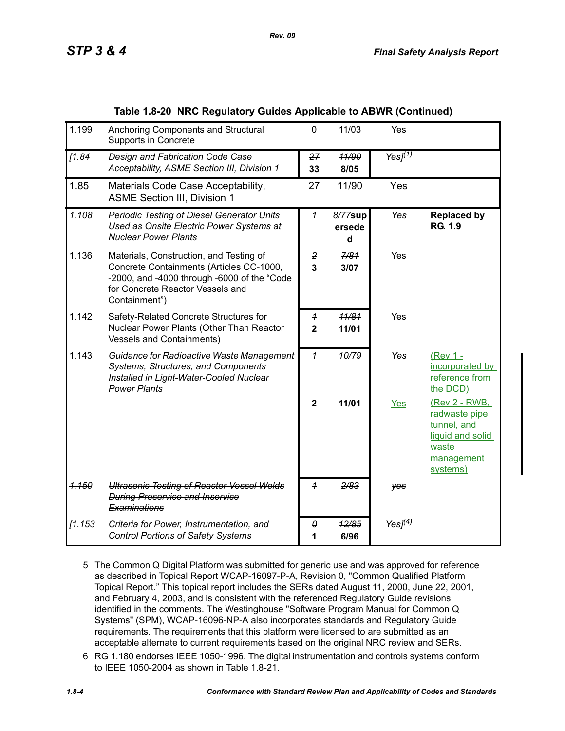**Table 1.8-20 NRC Regulatory Guides Applicable to ABWR (Continued)**

| | | | | | |
|---|---|---|---|---|---|
| 1.199 | Anchoring Components and Structural Supports in Concrete | 0 | 11/03 | Yes | |
| *[1.84* | *Design and Fabrication Code Case Acceptability, ASME Section III, Division 1* | ~~27~~ **33** | ~~11/90~~ **8/05** | *Yes]*[1] | |
| ~~1.85~~ | ~~Materials Code Case Acceptability, ASME Section III, Division 1~~ | ~~27~~ | ~~11/90~~ | ~~Yes~~ | |
| *1.108* | *Periodic Testing of Diesel Generator Units Used as Onsite Electric Power Systems at Nuclear Power Plants* | ~~1~~ | ~~8/77~~ **superseded** | ~~Yes~~ | **Replaced by RG. 1.9** |
| 1.136 | Materials, Construction, and Testing of Concrete Containments (Articles CC-1000, -2000, and -4000 through -6000 of the "Code for Concrete Reactor Vessels and Containment") | ~~2~~ **3** | ~~7/81~~ **3/07** | Yes | |
| 1.142 | Safety-Related Concrete Structures for Nuclear Power Plants (Other Than Reactor Vessels and Containments) | ~~1~~ **2** | ~~11/81~~ **11/01** | Yes | |
| 1.143 | *Guidance for Radioactive Waste Management Systems, Structures, and Components Installed in Light-Water-Cooled Nuclear Power Plants* | *1* | *10/79* | *Yes* | (Rev 1 - incorporated by reference from the DCD) |
| | | **2** | **11/01** | Yes | (Rev 2 - RWB, radwaste pipe tunnel, and liquid and solid waste management systems) |
| ~~*1.150*~~ | ~~*Ultrasonic Testing of Reactor Vessel Welds During Preservice and Inservice Examinations*~~ | ~~1~~ | ~~2/83~~ | ~~yes~~ | |
| *[1.153* | *Criteria for Power, Instrumentation, and Control Portions of Safety Systems* | ~~0~~ **1** | ~~12/85~~ **6/96** | *Yes]*[4] | |

5 The Common Q Digital Platform was submitted for generic use and was approved for reference as described in Topical Report WCAP-16097-P-A, Revision 0, "Common Qualified Platform Topical Report." This topical report includes the SERs dated August 11, 2000, June 22, 2001, and February 4, 2003, and is consistent with the referenced Regulatory Guide revisions identified in the comments. The Westinghouse "Software Program Manual for Common Q Systems" (SPM), WCAP-16096-NP-A also incorporates standards and Regulatory Guide requirements. The requirements that this platform were licensed to are submitted as an acceptable alternate to current requirements based on the original NRC review and SERs.

6 RG 1.180 endorses IEEE 1050-1996. The digital instrumentation and controls systems conform to IEEE 1050-2004 as shown in Table 1.8-21.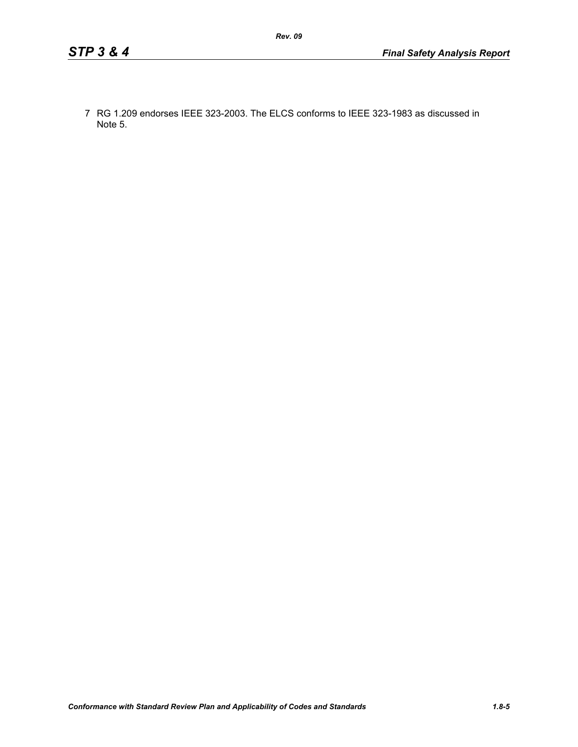7 RG 1.209 endorses IEEE 323-2003. The ELCS conforms to IEEE 323-1983 as discussed in Note 5.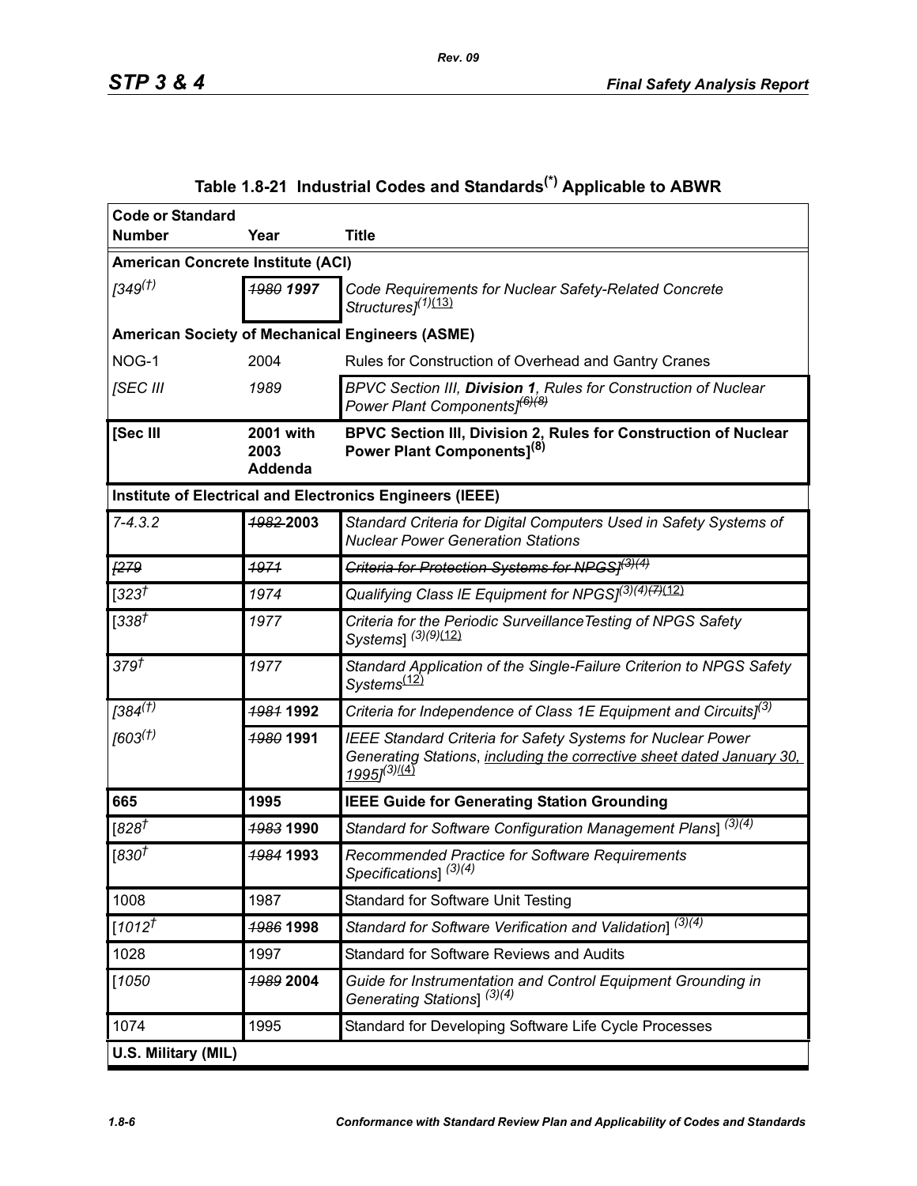## Table 1.8-21 Industrial Codes and Standards[*] Applicable to ABWR

| Code or Standard Number | Year | Title |
|---|---|---|
| **American Concrete Institute (ACI)** | | |
| *[349[†]* | ~~*1980*~~ ***1997*** | *Code Requirements for Nuclear Safety-Related Concrete Structures][1](13)* |
| **American Society of Mechanical Engineers (ASME)** | | |
| NOG-1 | 2004 | Rules for Construction of Overhead and Gantry Cranes |
| *[SEC III* | *1989* | *BPVC Section III, **Division 1**, Rules for Construction of Nuclear Power Plant Components][6](8)* |
| **[Sec III** | **2001 with 2003 Addenda** | **BPVC Section III, Division 2, Rules for Construction of Nuclear Power Plant Components][8]** |
| **Institute of Electrical and Electronics Engineers (IEEE)** | | |
| *7-4.3.2* | ~~*1982*~~ **2003** | *Standard Criteria for Digital Computers Used in Safety Systems of Nuclear Power Generation Stations* |
| ~~*[279*~~ | ~~*1971*~~ | ~~*Criteria for Protection Systems for NPGS][3](4)*~~ |
| *[323[†]* | *1974* | *Qualifying Class IE Equipment for NPGS][3](4)~~(7)~~(12)* |
| *[338[†]* | *1977* | *Criteria for the Periodic SurveillanceTesting of NPGS Safety Systems] [3](9)(12)* |
| *379[†]* | *1977* | *Standard Application of the Single-Failure Criterion to NPGS Safety Systems[12]* |
| *[384[†]* | ~~*1981*~~ **1992** | *Criteria for Independence of Class 1E Equipment and Circuits][3]* |
| *[603[†]* | ~~*1980*~~ **1991** | *IEEE Standard Criteria for Safety Systems for Nuclear Power Generating Stations, including the corrective sheet dated January 30, 1995][3](4)* |
| **665** | **1995** | **IEEE Guide for Generating Station Grounding** |
| *[828[†]* | ~~*1983*~~ **1990** | *Standard for Software Configuration Management Plans] [3](4)* |
| *[830[†]* | ~~*1984*~~ **1993** | *Recommended Practice for Software Requirements Specifications] [3](4)* |
| 1008 | 1987 | Standard for Software Unit Testing |
| *[1012[†]* | ~~*1986*~~ **1998** | *Standard for Software Verification and Validation] [3](4)* |
| 1028 | 1997 | Standard for Software Reviews and Audits |
| *[1050* | ~~*1989*~~ **2004** | *Guide for Instrumentation and Control Equipment Grounding in Generating Stations] [3](4)* |
| 1074 | 1995 | Standard for Developing Software Life Cycle Processes |
| **U.S. Military (MIL)** | | |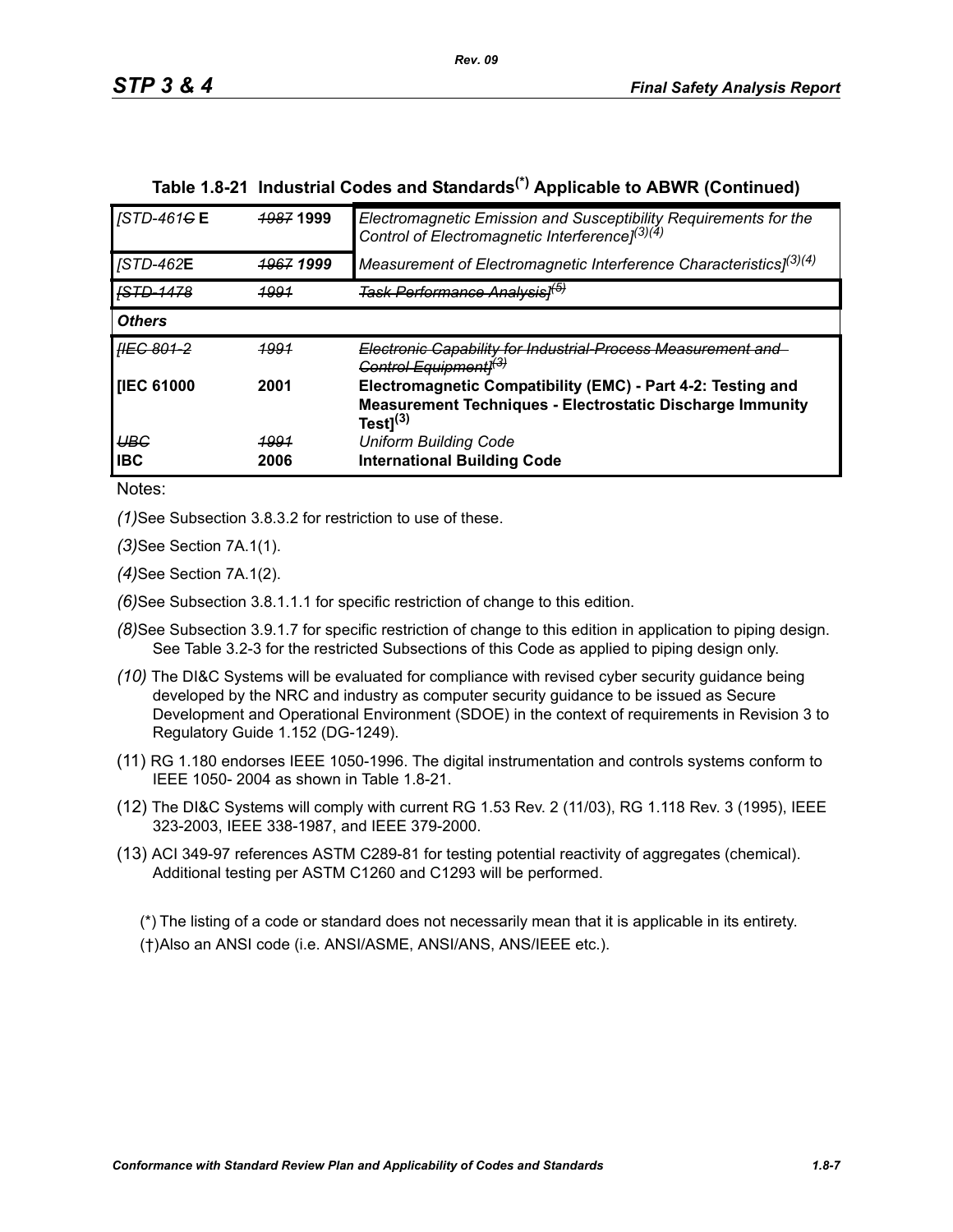## Table 1.8-21 Industrial Codes and Standards[*] Applicable to ABWR (Continued)

| | | |
|---|---|---|
| *[STD-461~~G~~* **E** | ~~*1987*~~ **1999** | *Electromagnetic Emission and Susceptibility Requirements for the Control of Electromagnetic Interference]*[(3)(4)] |
| *[STD-462***E** | ~~*1967*~~ ***1999*** | *Measurement of Electromagnetic Interference Characteristics]*[(3)(4)] |
| ~~*[STD-1478*~~ | ~~*1991*~~ | ~~*Task Performance Analysis]*[(5)]~~ |
| ***Others*** | | |
| ~~*[IEC 801-2*~~ | ~~*1991*~~ | ~~*Electronic Capability for Industrial-Process Measurement and Control Equipment]*[(3)]~~ |
| **[IEC 61000** | **2001** | **Electromagnetic Compatibility (EMC) - Part 4-2: Testing and Measurement Techniques - Electrostatic Discharge Immunity Test]**[(3)] |
| ~~*UBC*~~ | ~~*1991*~~ | *Uniform Building Code* |
| **IBC** | **2006** | **International Building Code** |

Notes:

*(1)*See Subsection 3.8.3.2 for restriction to use of these.

*(3)*See Section 7A.1(1).

*(4)*See Section 7A.1(2).

*(6)*See Subsection 3.8.1.1.1 for specific restriction of change to this edition.

*(8)*See Subsection 3.9.1.7 for specific restriction of change to this edition in application to piping design. See Table 3.2-3 for the restricted Subsections of this Code as applied to piping design only.

*(10)* The DI&C Systems will be evaluated for compliance with revised cyber security guidance being developed by the NRC and industry as computer security guidance to be issued as Secure Development and Operational Environment (SDOE) in the context of requirements in Revision 3 to Regulatory Guide 1.152 (DG-1249).

(11) RG 1.180 endorses IEEE 1050-1996. The digital instrumentation and controls systems conform to IEEE 1050- 2004 as shown in Table 1.8-21.

(12) The DI&C Systems will comply with current RG 1.53 Rev. 2 (11/03), RG 1.118 Rev. 3 (1995), IEEE 323-2003, IEEE 338-1987, and IEEE 379-2000.

(13) ACI 349-97 references ASTM C289-81 for testing potential reactivity of aggregates (chemical). Additional testing per ASTM C1260 and C1293 will be performed.

(*) The listing of a code or standard does not necessarily mean that it is applicable in its entirety.

(†)Also an ANSI code (i.e. ANSI/ASME, ANSI/ANS, ANS/IEEE etc.).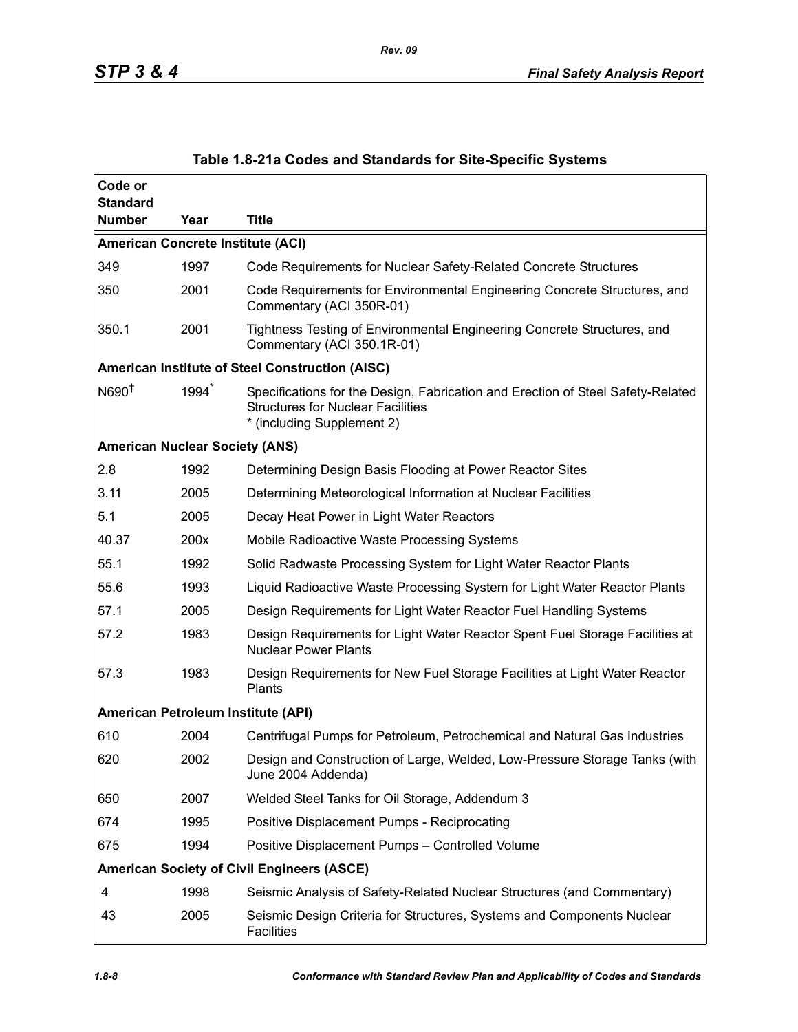## Table 1.8-21a Codes and Standards for Site-Specific Systems

| Code or Standard Number | Year | Title |
|---|---|---|
| **American Concrete Institute (ACI)** | | |
| 349 | 1997 | Code Requirements for Nuclear Safety-Related Concrete Structures |
| 350 | 2001 | Code Requirements for Environmental Engineering Concrete Structures, and Commentary (ACI 350R-01) |
| 350.1 | 2001 | Tightness Testing of Environmental Engineering Concrete Structures, and Commentary (ACI 350.1R-01) |
| **American Institute of Steel Construction (AISC)** | | |
| N690† | 1994* | Specifications for the Design, Fabrication and Erection of Steel Safety-Related Structures for Nuclear Facilities<br>* (including Supplement 2) |
| **American Nuclear Society (ANS)** | | |
| 2.8 | 1992 | Determining Design Basis Flooding at Power Reactor Sites |
| 3.11 | 2005 | Determining Meteorological Information at Nuclear Facilities |
| 5.1 | 2005 | Decay Heat Power in Light Water Reactors |
| 40.37 | 200x | Mobile Radioactive Waste Processing Systems |
| 55.1 | 1992 | Solid Radwaste Processing System for Light Water Reactor Plants |
| 55.6 | 1993 | Liquid Radioactive Waste Processing System for Light Water Reactor Plants |
| 57.1 | 2005 | Design Requirements for Light Water Reactor Fuel Handling Systems |
| 57.2 | 1983 | Design Requirements for Light Water Reactor Spent Fuel Storage Facilities at Nuclear Power Plants |
| 57.3 | 1983 | Design Requirements for New Fuel Storage Facilities at Light Water Reactor Plants |
| **American Petroleum Institute (API)** | | |
| 610 | 2004 | Centrifugal Pumps for Petroleum, Petrochemical and Natural Gas Industries |
| 620 | 2002 | Design and Construction of Large, Welded, Low-Pressure Storage Tanks (with June 2004 Addenda) |
| 650 | 2007 | Welded Steel Tanks for Oil Storage, Addendum 3 |
| 674 | 1995 | Positive Displacement Pumps - Reciprocating |
| 675 | 1994 | Positive Displacement Pumps – Controlled Volume |
| **American Society of Civil Engineers (ASCE)** | | |
| 4 | 1998 | Seismic Analysis of Safety-Related Nuclear Structures (and Commentary) |
| 43 | 2005 | Seismic Design Criteria for Structures, Systems and Components Nuclear Facilities |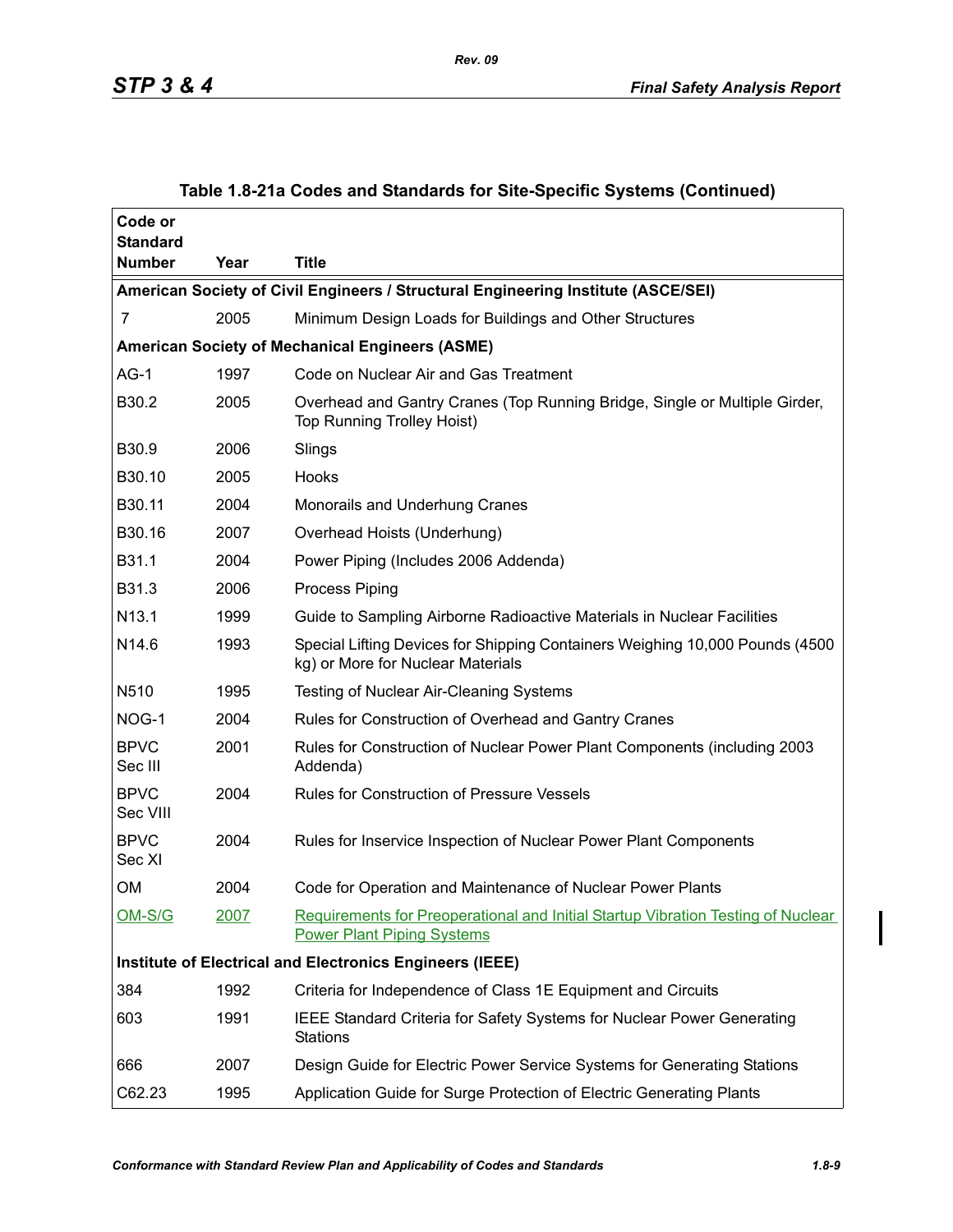## Table 1.8-21a Codes and Standards for Site-Specific Systems (Continued)

| Code or Standard Number | Year | Title |
|---|---|---|
| **American Society of Civil Engineers / Structural Engineering Institute (ASCE/SEI)** | | |
| 7 | 2005 | Minimum Design Loads for Buildings and Other Structures |
| **American Society of Mechanical Engineers (ASME)** | | |
| AG-1 | 1997 | Code on Nuclear Air and Gas Treatment |
| B30.2 | 2005 | Overhead and Gantry Cranes (Top Running Bridge, Single or Multiple Girder, Top Running Trolley Hoist) |
| B30.9 | 2006 | Slings |
| B30.10 | 2005 | Hooks |
| B30.11 | 2004 | Monorails and Underhung Cranes |
| B30.16 | 2007 | Overhead Hoists (Underhung) |
| B31.1 | 2004 | Power Piping (Includes 2006 Addenda) |
| B31.3 | 2006 | Process Piping |
| N13.1 | 1999 | Guide to Sampling Airborne Radioactive Materials in Nuclear Facilities |
| N14.6 | 1993 | Special Lifting Devices for Shipping Containers Weighing 10,000 Pounds (4500 kg) or More for Nuclear Materials |
| N510 | 1995 | Testing of Nuclear Air-Cleaning Systems |
| NOG-1 | 2004 | Rules for Construction of Overhead and Gantry Cranes |
| BPVC Sec III | 2001 | Rules for Construction of Nuclear Power Plant Components (including 2003 Addenda) |
| BPVC Sec VIII | 2004 | Rules for Construction of Pressure Vessels |
| BPVC Sec XI | 2004 | Rules for Inservice Inspection of Nuclear Power Plant Components |
| OM | 2004 | Code for Operation and Maintenance of Nuclear Power Plants |
| OM-S/G | 2007 | Requirements for Preoperational and Initial Startup Vibration Testing of Nuclear Power Plant Piping Systems |
| **Institute of Electrical and Electronics Engineers (IEEE)** | | |
| 384 | 1992 | Criteria for Independence of Class 1E Equipment and Circuits |
| 603 | 1991 | IEEE Standard Criteria for Safety Systems for Nuclear Power Generating Stations |
| 666 | 2007 | Design Guide for Electric Power Service Systems for Generating Stations |
| C62.23 | 1995 | Application Guide for Surge Protection of Electric Generating Plants |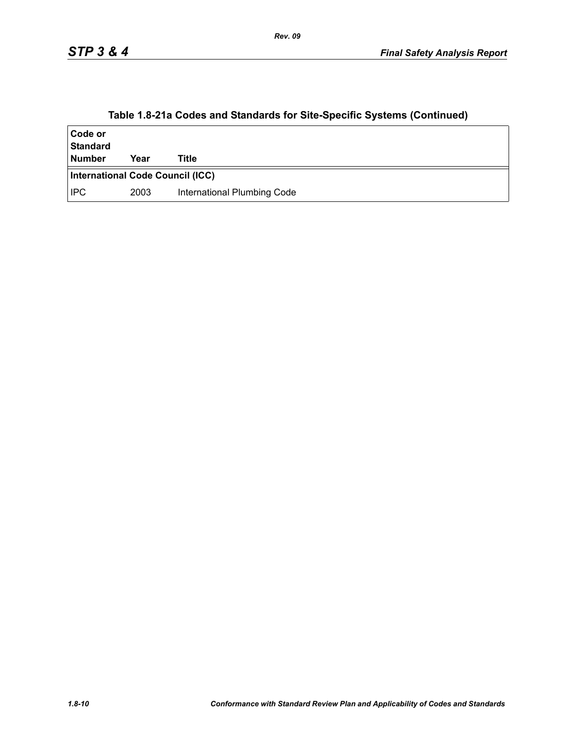## Table 1.8-21a Codes and Standards for Site-Specific Systems (Continued)

| Code or Standard Number | Year | Title |
|---|---|---|
| **International Code Council (ICC)** | | |
| IPC | 2003 | International Plumbing Code |